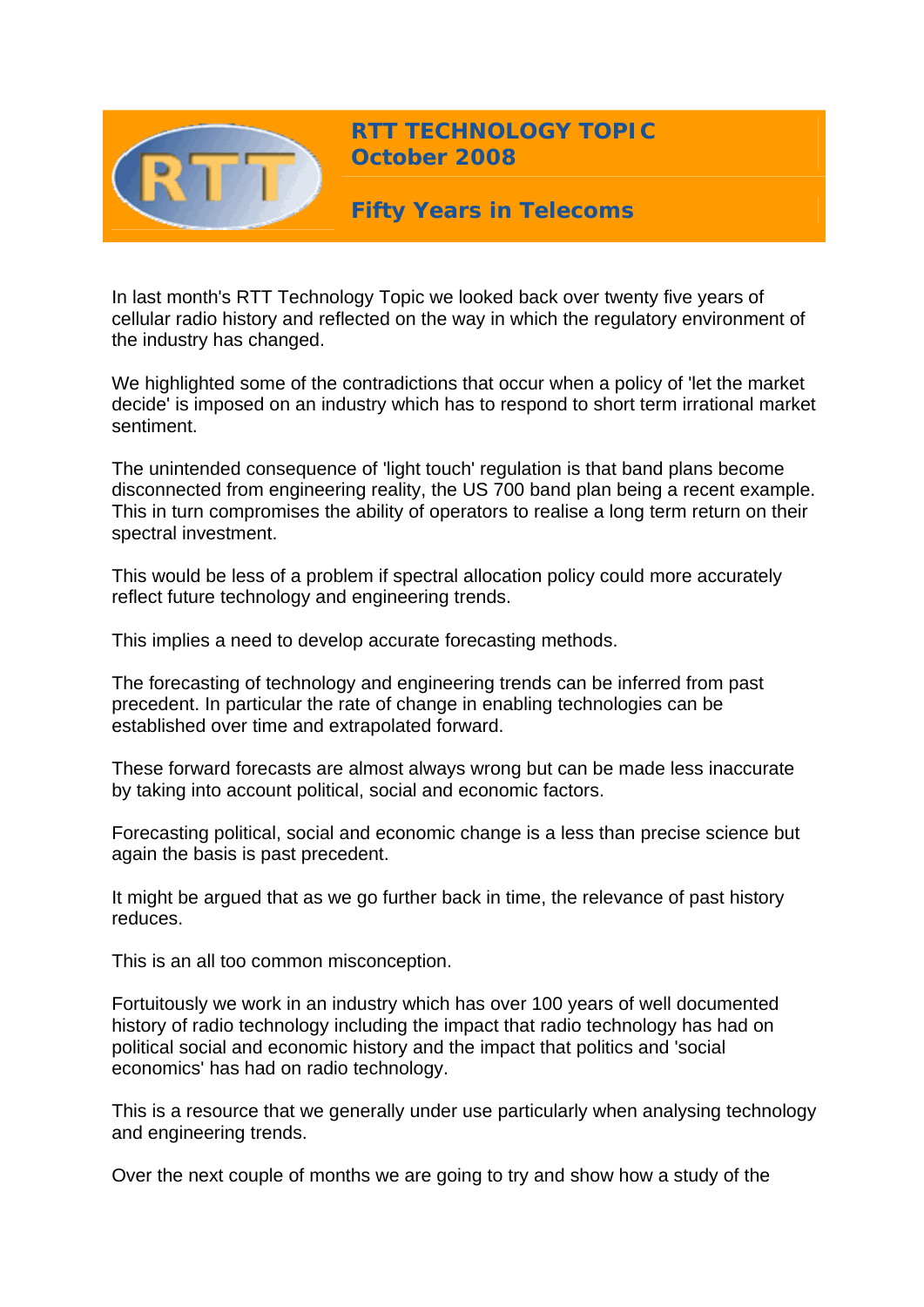# RTT TECHNOLOGY TOPIC
## October 2008

## Fifty Years in Telecoms

In last month's RTT Technology Topic we looked back over twenty five years of cellular radio history and reflected on the way in which the regulatory environment of the industry has changed.

We highlighted some of the contradictions that occur when a policy of 'let the market decide' is imposed on an industry which has to respond to short term irrational market sentiment.

The unintended consequence of 'light touch' regulation is that band plans become disconnected from engineering reality, the US 700 band plan being a recent example. This in turn compromises the ability of operators to realise a long term return on their spectral investment.

This would be less of a problem if spectral allocation policy could more accurately reflect future technology and engineering trends.

This implies a need to develop accurate forecasting methods.

The forecasting of technology and engineering trends can be inferred from past precedent. In particular the rate of change in enabling technologies can be established over time and extrapolated forward.

These forward forecasts are almost always wrong but can be made less inaccurate by taking into account political, social and economic factors.

Forecasting political, social and economic change is a less than precise science but again the basis is past precedent.

It might be argued that as we go further back in time, the relevance of past history reduces.

This is an all too common misconception.

Fortuitously we work in an industry which has over 100 years of well documented history of radio technology including the impact that radio technology has had on political social and economic history and the impact that politics and 'social economics' has had on radio technology.

This is a resource that we generally under use particularly when analysing technology and engineering trends.

Over the next couple of months we are going to try and show how a study of the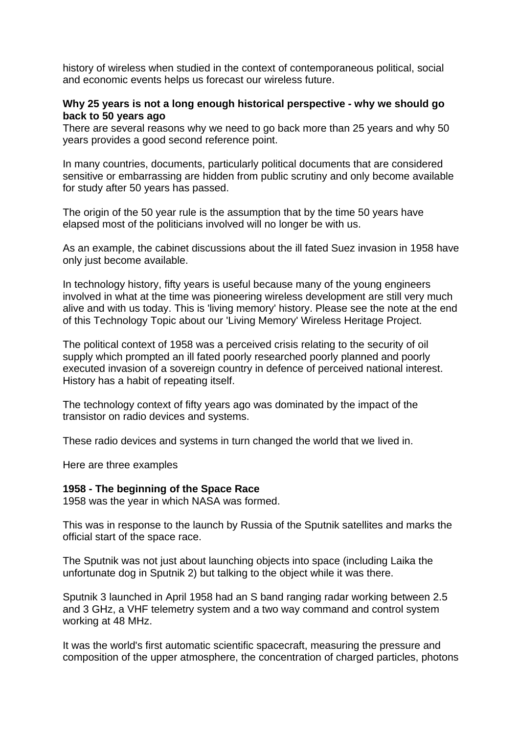history of wireless when studied in the context of contemporaneous political, social and economic events helps us forecast our wireless future.

**Why 25 years is not a long enough historical perspective - why we should go back to 50 years ago**

There are several reasons why we need to go back more than 25 years and why 50 years provides a good second reference point.

In many countries, documents, particularly political documents that are considered sensitive or embarrassing are hidden from public scrutiny and only become available for study after 50 years has passed.

The origin of the 50 year rule is the assumption that by the time 50 years have elapsed most of the politicians involved will no longer be with us.

As an example, the cabinet discussions about the ill fated Suez invasion in 1958 have only just become available.

In technology history, fifty years is useful because many of the young engineers involved in what at the time was pioneering wireless development are still very much alive and with us today. This is 'living memory' history. Please see the note at the end of this Technology Topic about our 'Living Memory' Wireless Heritage Project.

The political context of 1958 was a perceived crisis relating to the security of oil supply which prompted an ill fated poorly researched poorly planned and poorly executed invasion of a sovereign country in defence of perceived national interest. History has a habit of repeating itself.

The technology context of fifty years ago was dominated by the impact of the transistor on radio devices and systems.

These radio devices and systems in turn changed the world that we lived in.

Here are three examples

**1958 - The beginning of the Space Race**

1958 was the year in which NASA was formed.

This was in response to the launch by Russia of the Sputnik satellites and marks the official start of the space race.

The Sputnik was not just about launching objects into space (including Laika the unfortunate dog in Sputnik 2) but talking to the object while it was there.

Sputnik 3 launched in April 1958 had an S band ranging radar working between 2.5 and 3 GHz, a VHF telemetry system and a two way command and control system working at 48 MHz.

It was the world's first automatic scientific spacecraft, measuring the pressure and composition of the upper atmosphere, the concentration of charged particles, photons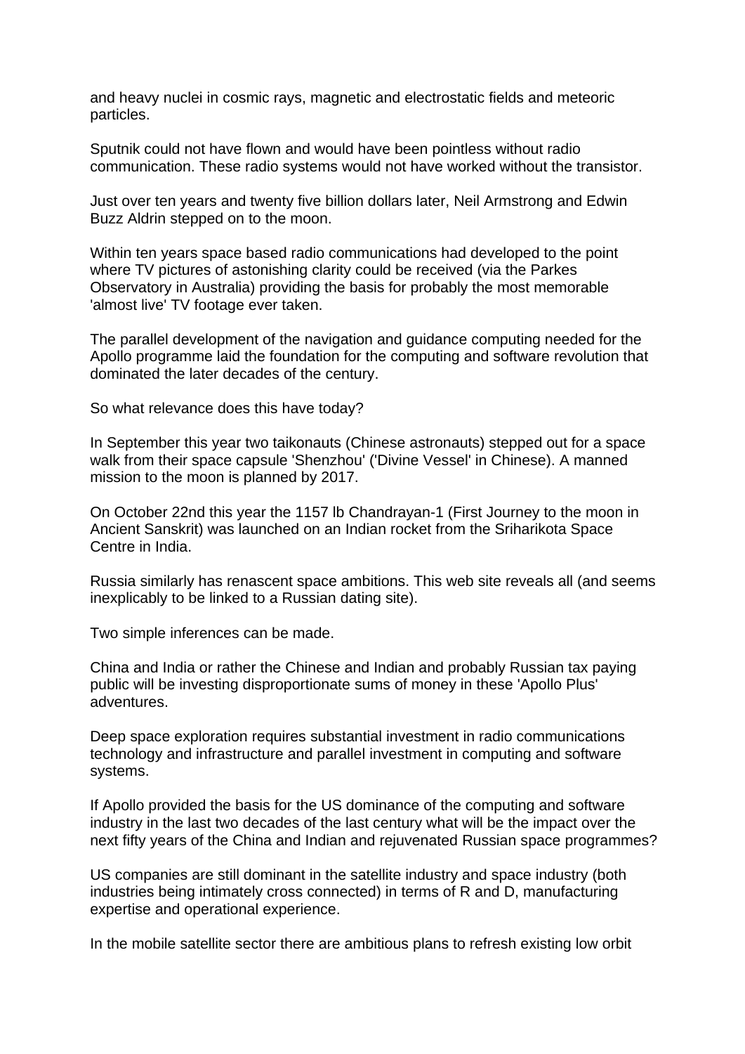and heavy nuclei in cosmic rays, magnetic and electrostatic fields and meteoric particles.

Sputnik could not have flown and would have been pointless without radio communication. These radio systems would not have worked without the transistor.

Just over ten years and twenty five billion dollars later, Neil Armstrong and Edwin Buzz Aldrin stepped on to the moon.

Within ten years space based radio communications had developed to the point where TV pictures of astonishing clarity could be received (via the Parkes Observatory in Australia) providing the basis for probably the most memorable 'almost live' TV footage ever taken.

The parallel development of the navigation and guidance computing needed for the Apollo programme laid the foundation for the computing and software revolution that dominated the later decades of the century.

So what relevance does this have today?

In September this year two taikonauts (Chinese astronauts) stepped out for a space walk from their space capsule 'Shenzhou' ('Divine Vessel' in Chinese). A manned mission to the moon is planned by 2017.

On October 22nd this year the 1157 lb Chandrayan-1 (First Journey to the moon in Ancient Sanskrit) was launched on an Indian rocket from the Sriharikota Space Centre in India.

Russia similarly has renascent space ambitions. This web site reveals all (and seems inexplicably to be linked to a Russian dating site).

Two simple inferences can be made.

China and India or rather the Chinese and Indian and probably Russian tax paying public will be investing disproportionate sums of money in these 'Apollo Plus' adventures.

Deep space exploration requires substantial investment in radio communications technology and infrastructure and parallel investment in computing and software systems.

If Apollo provided the basis for the US dominance of the computing and software industry in the last two decades of the last century what will be the impact over the next fifty years of the China and Indian and rejuvenated Russian space programmes?

US companies are still dominant in the satellite industry and space industry (both industries being intimately cross connected) in terms of R and D, manufacturing expertise and operational experience.

In the mobile satellite sector there are ambitious plans to refresh existing low orbit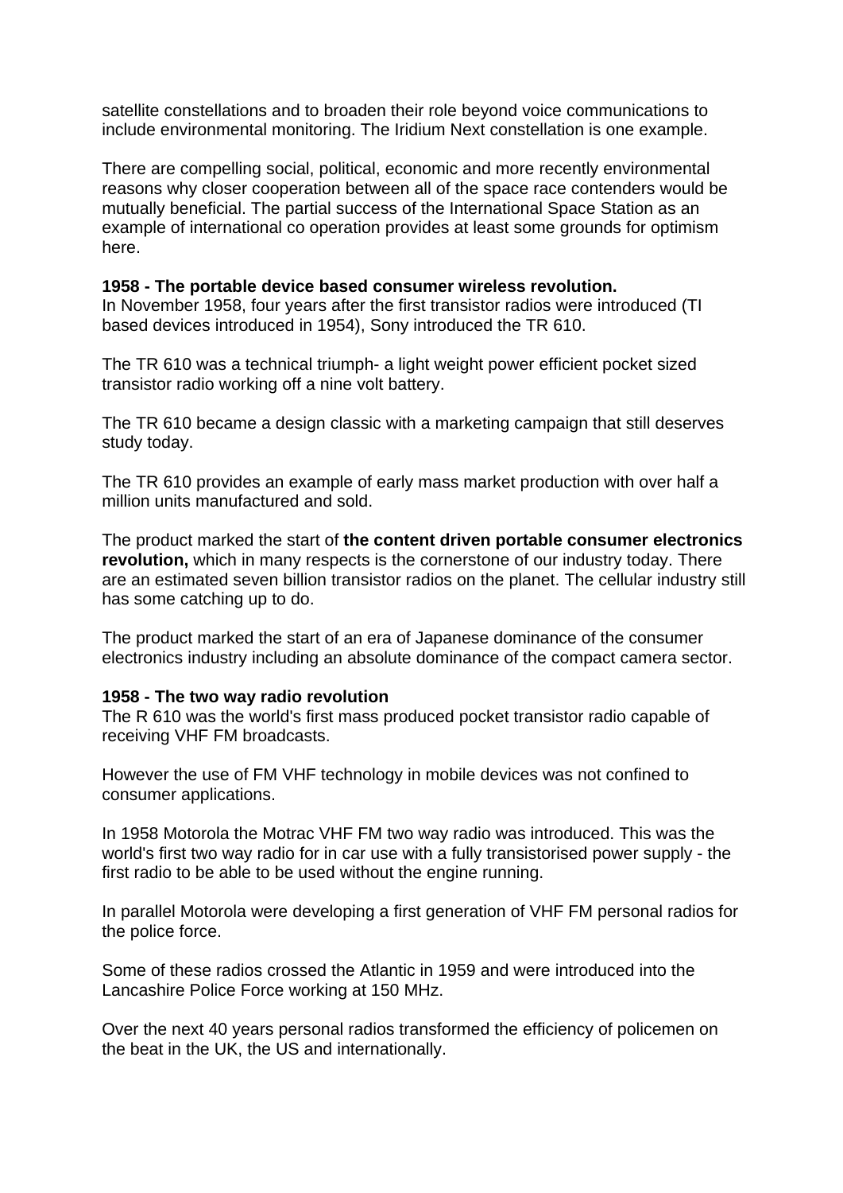satellite constellations and to broaden their role beyond voice communications to include environmental monitoring. The Iridium Next constellation is one example.

There are compelling social, political, economic and more recently environmental reasons why closer cooperation between all of the space race contenders would be mutually beneficial. The partial success of the International Space Station as an example of international co operation provides at least some grounds for optimism here.

**1958 - The portable device based consumer wireless revolution.**
In November 1958, four years after the first transistor radios were introduced (TI based devices introduced in 1954), Sony introduced the TR 610.

The TR 610 was a technical triumph- a light weight power efficient pocket sized transistor radio working off a nine volt battery.

The TR 610 became a design classic with a marketing campaign that still deserves study today.

The TR 610 provides an example of early mass market production with over half a million units manufactured and sold.

The product marked the start of **the content driven portable consumer electronics revolution,** which in many respects is the cornerstone of our industry today. There are an estimated seven billion transistor radios on the planet. The cellular industry still has some catching up to do.

The product marked the start of an era of Japanese dominance of the consumer electronics industry including an absolute dominance of the compact camera sector.

**1958 - The two way radio revolution**
The R 610 was the world's first mass produced pocket transistor radio capable of receiving VHF FM broadcasts.

However the use of FM VHF technology in mobile devices was not confined to consumer applications.

In 1958 Motorola the Motrac VHF FM two way radio was introduced. This was the world's first two way radio for in car use with a fully transistorised power supply - the first radio to be able to be used without the engine running.

In parallel Motorola were developing a first generation of VHF FM personal radios for the police force.

Some of these radios crossed the Atlantic in 1959 and were introduced into the Lancashire Police Force working at 150 MHz.

Over the next 40 years personal radios transformed the efficiency of policemen on the beat in the UK, the US and internationally.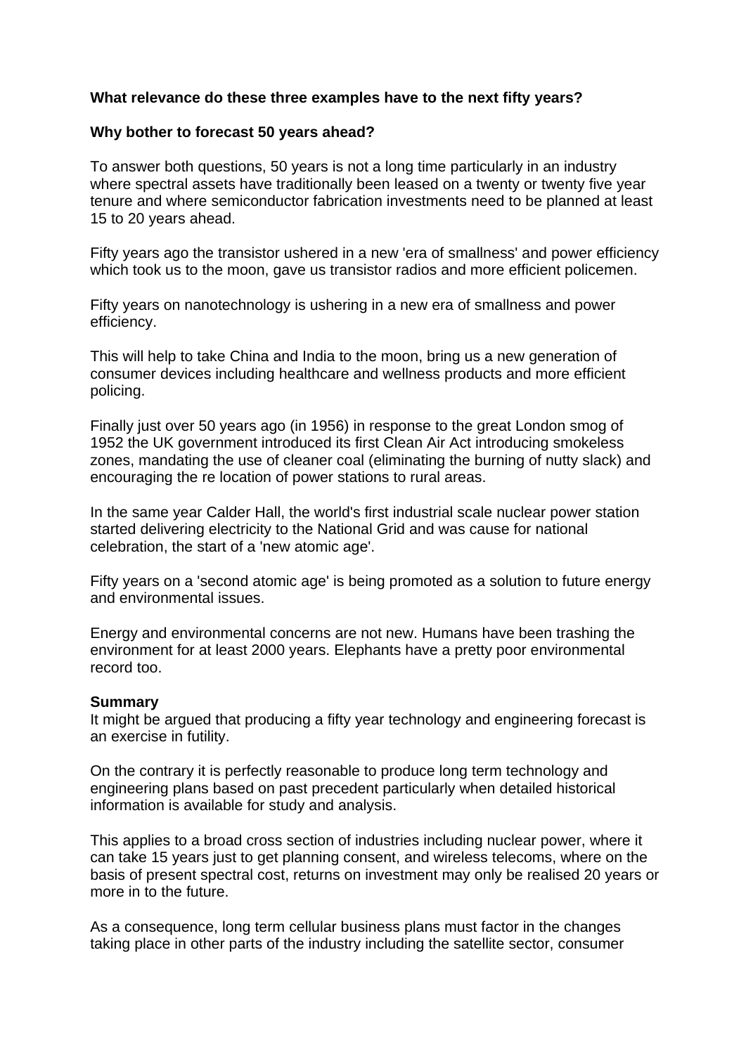**What relevance do these three examples have to the next fifty years?**

**Why bother to forecast 50 years ahead?**

To answer both questions, 50 years is not a long time particularly in an industry where spectral assets have traditionally been leased on a twenty or twenty five year tenure and where semiconductor fabrication investments need to be planned at least 15 to 20 years ahead.

Fifty years ago the transistor ushered in a new 'era of smallness' and power efficiency which took us to the moon, gave us transistor radios and more efficient policemen.

Fifty years on nanotechnology is ushering in a new era of smallness and power efficiency.

This will help to take China and India to the moon, bring us a new generation of consumer devices including healthcare and wellness products and more efficient policing.

Finally just over 50 years ago (in 1956) in response to the great London smog of 1952 the UK government introduced its first Clean Air Act introducing smokeless zones, mandating the use of cleaner coal (eliminating the burning of nutty slack) and encouraging the re location of power stations to rural areas.

In the same year Calder Hall, the world's first industrial scale nuclear power station started delivering electricity to the National Grid and was cause for national celebration, the start of a 'new atomic age'.

Fifty years on a 'second atomic age' is being promoted as a solution to future energy and environmental issues.

Energy and environmental concerns are not new. Humans have been trashing the environment for at least 2000 years. Elephants have a pretty poor environmental record too.

**Summary**

It might be argued that producing a fifty year technology and engineering forecast is an exercise in futility.

On the contrary it is perfectly reasonable to produce long term technology and engineering plans based on past precedent particularly when detailed historical information is available for study and analysis.

This applies to a broad cross section of industries including nuclear power, where it can take 15 years just to get planning consent, and wireless telecoms, where on the basis of present spectral cost, returns on investment may only be realised 20 years or more in to the future.

As a consequence, long term cellular business plans must factor in the changes taking place in other parts of the industry including the satellite sector, consumer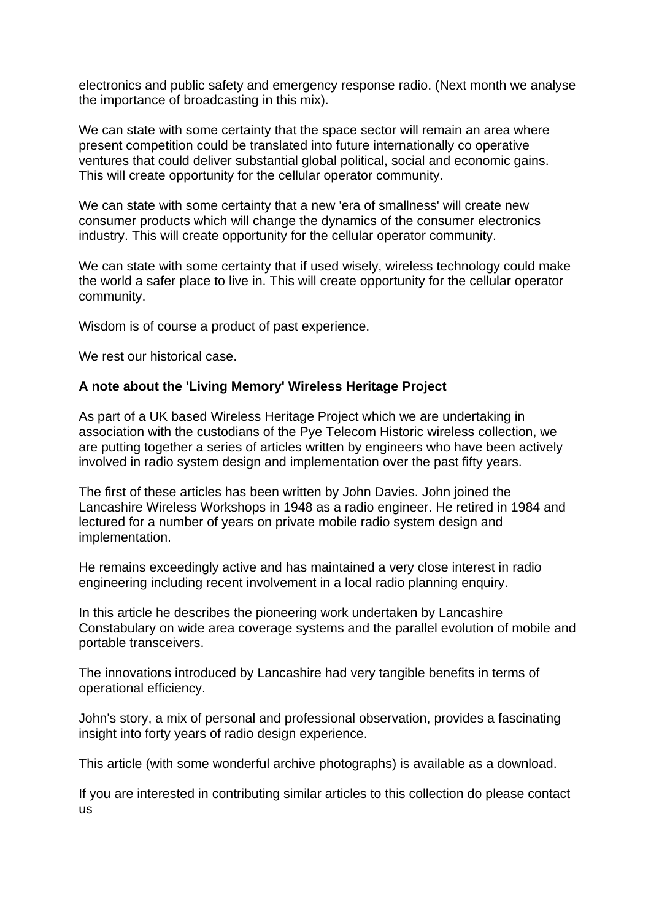electronics and public safety and emergency response radio. (Next month we analyse the importance of broadcasting in this mix).

We can state with some certainty that the space sector will remain an area where present competition could be translated into future internationally co operative ventures that could deliver substantial global political, social and economic gains. This will create opportunity for the cellular operator community.

We can state with some certainty that a new 'era of smallness' will create new consumer products which will change the dynamics of the consumer electronics industry. This will create opportunity for the cellular operator community.

We can state with some certainty that if used wisely, wireless technology could make the world a safer place to live in. This will create opportunity for the cellular operator community.

Wisdom is of course a product of past experience.

We rest our historical case.

**A note about the 'Living Memory' Wireless Heritage Project**

As part of a UK based Wireless Heritage Project which we are undertaking in association with the custodians of the Pye Telecom Historic wireless collection, we are putting together a series of articles written by engineers who have been actively involved in radio system design and implementation over the past fifty years.

The first of these articles has been written by John Davies. John joined the Lancashire Wireless Workshops in 1948 as a radio engineer. He retired in 1984 and lectured for a number of years on private mobile radio system design and implementation.

He remains exceedingly active and has maintained a very close interest in radio engineering including recent involvement in a local radio planning enquiry.

In this article he describes the pioneering work undertaken by Lancashire Constabulary on wide area coverage systems and the parallel evolution of mobile and portable transceivers.

The innovations introduced by Lancashire had very tangible benefits in terms of operational efficiency.

John's story, a mix of personal and professional observation, provides a fascinating insight into forty years of radio design experience.

This article (with some wonderful archive photographs) is available as a download.

If you are interested in contributing similar articles to this collection do please contact us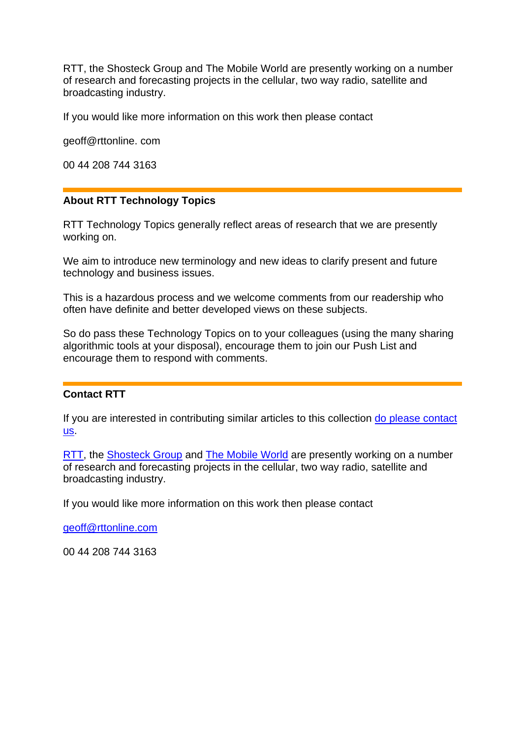RTT, the Shosteck Group and The Mobile World are presently working on a number of research and forecasting projects in the cellular, two way radio, satellite and broadcasting industry.

If you would like more information on this work then please contact

geoff@rttonline. com

00 44 208 744 3163

---

**About RTT Technology Topics**

RTT Technology Topics generally reflect areas of research that we are presently working on.

We aim to introduce new terminology and new ideas to clarify present and future technology and business issues.

This is a hazardous process and we welcome comments from our readership who often have definite and better developed views on these subjects.

So do pass these Technology Topics on to your colleagues (using the many sharing algorithmic tools at your disposal), encourage them to join our Push List and encourage them to respond with comments.

---

**Contact RTT**

If you are interested in contributing similar articles to this collection do please contact us.

RTT, the Shosteck Group and The Mobile World are presently working on a number of research and forecasting projects in the cellular, two way radio, satellite and broadcasting industry.

If you would like more information on this work then please contact

geoff@rttonline.com

00 44 208 744 3163